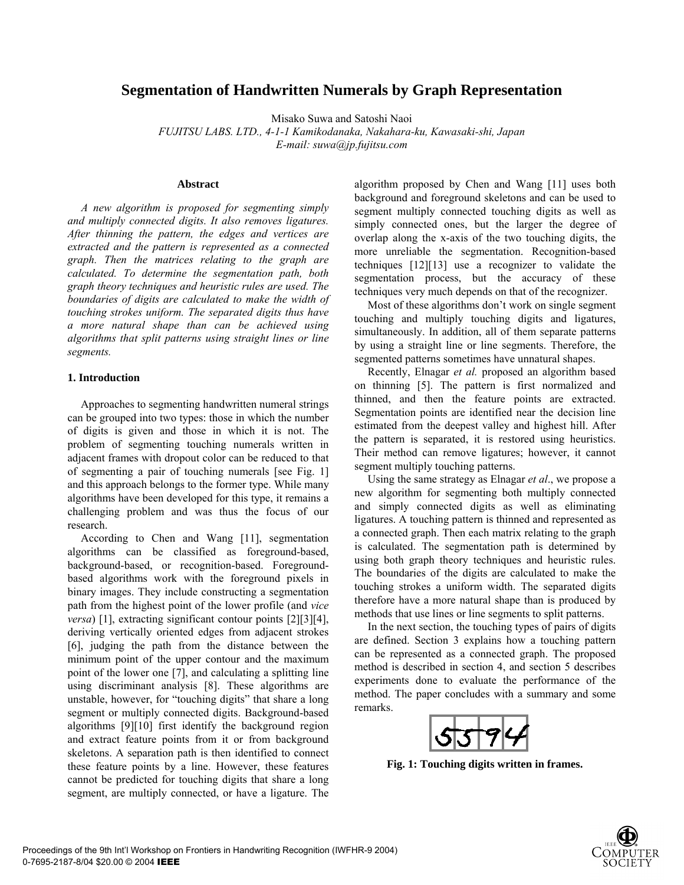# Segmentation of Handwritten Numerals by Graph Representation

Misako Suwa and Satoshi Naoi

*FUJITSU LABS. LTD., 4-1-1 Kamikodanaka, Nakahara-ku, Kawasaki-shi, Japan*

*E-mail: suwa@jp.fujitsu.com*

### Abstract

*A new algorithm is proposed for segmenting simply and multiply connected digits. It also removes ligatures. After thinning the pattern, the edges and vertices are extracted and the pattern is represented as a connected graph. Then the matrices relating to the graph are calculated. To determine the segmentation path, both graph theory techniques and heuristic rules are used. The boundaries of digits are calculated to make the width of touching strokes uniform. The separated digits thus have a more natural shape than can be achieved using algorithms that split patterns using straight lines or line segments.*

## 1. Introduction

Approaches to segmenting handwritten numeral strings can be grouped into two types: those in which the number of digits is given and those in which it is not. The problem of segmenting touching numerals written in adjacent frames with dropout color can be reduced to that of segmenting a pair of touching numerals [see Fig. 1] and this approach belongs to the former type. While many algorithms have been developed for this type, it remains a challenging problem and was thus the focus of our research.

According to Chen and Wang [11], segmentation algorithms can be classified as foreground-based, background-based, or recognition-based. Foreground-based algorithms work with the foreground pixels in binary images. They include constructing a segmentation path from the highest point of the lower profile (and *vice versa*) [1], extracting significant contour points [2][3][4], deriving vertically oriented edges from adjacent strokes [6], judging the path from the distance between the minimum point of the upper contour and the maximum point of the lower one [7], and calculating a splitting line using discriminant analysis [8]. These algorithms are unstable, however, for "touching digits" that share a long segment or multiply connected digits. Background-based algorithms [9][10] first identify the background region and extract feature points from it or from background skeletons. A separation path is then identified to connect these feature points by a line. However, these features cannot be predicted for touching digits that share a long segment, are multiply connected, or have a ligature. The algorithm proposed by Chen and Wang [11] uses both background and foreground skeletons and can be used to segment multiply connected touching digits as well as simply connected ones, but the larger the degree of overlap along the x-axis of the two touching digits, the more unreliable the segmentation. Recognition-based techniques [12][13] use a recognizer to validate the segmentation process, but the accuracy of these techniques very much depends on that of the recognizer.

Most of these algorithms don't work on single segment touching and multiply touching digits and ligatures, simultaneously. In addition, all of them separate patterns by using a straight line or line segments. Therefore, the segmented patterns sometimes have unnatural shapes.

Recently, Elnagar *et al.* proposed an algorithm based on thinning [5]. The pattern is first normalized and thinned, and then the feature points are extracted. Segmentation points are identified near the decision line estimated from the deepest valley and highest hill. After the pattern is separated, it is restored using heuristics. Their method can remove ligatures; however, it cannot segment multiply touching patterns.

Using the same strategy as Elnagar *et al*., we propose a new algorithm for segmenting both multiply connected and simply connected digits as well as eliminating ligatures. A touching pattern is thinned and represented as a connected graph. Then each matrix relating to the graph is calculated. The segmentation path is determined by using both graph theory techniques and heuristic rules. The boundaries of the digits are calculated to make the touching strokes a uniform width. The separated digits therefore have a more natural shape than is produced by methods that use lines or line segments to split patterns.

In the next section, the touching types of pairs of digits are defined. Section 3 explains how a touching pattern can be represented as a connected graph. The proposed method is described in section 4, and section 5 describes experiments done to evaluate the performance of the method. The paper concludes with a summary and some remarks.

**Fig. 1: Touching digits written in frames.**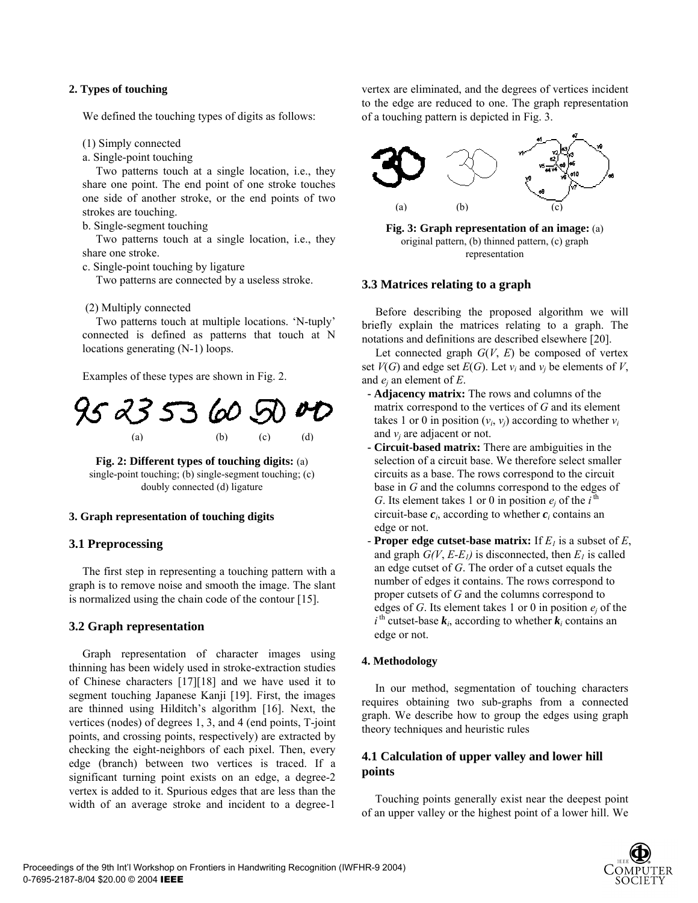### 2. Types of touching

We defined the touching types of digits as follows:

(1) Simply connected

a. Single-point touching

Two patterns touch at a single location, i.e., they share one point. The end point of one stroke touches one side of another stroke, or the end points of two strokes are touching.

b. Single-segment touching

Two patterns touch at a single location, i.e., they share one stroke.

c. Single-point touching by ligature

Two patterns are connected by a useless stroke.

(2) Multiply connected

Two patterns touch at multiple locations. 'N-tuply' connected is defined as patterns that touch at N locations generating (N-1) loops.

Examples of these types are shown in Fig. 2.

**Fig. 2: Different types of touching digits:** (a) single-point touching; (b) single-segment touching; (c) doubly connected (d) ligature

### 3. Graph representation of touching digits

## 3.1 Preprocessing

The first step in representing a touching pattern with a graph is to remove noise and smooth the image. The slant is normalized using the chain code of the contour [15].

## 3.2 Graph representation

Graph representation of character images using thinning has been widely used in stroke-extraction studies of Chinese characters [17][18] and we have used it to segment touching Japanese Kanji [19]. First, the images are thinned using Hilditch's algorithm [16]. Next, the vertices (nodes) of degrees 1, 3, and 4 (end points, T-joint points, and crossing points, respectively) are extracted by checking the eight-neighbors of each pixel. Then, every edge (branch) between two vertices is traced. If a significant turning point exists on an edge, a degree-2 vertex is added to it. Spurious edges that are less than the width of an average stroke and incident to a degree-1 vertex are eliminated, and the degrees of vertices incident to the edge are reduced to one. The graph representation of a touching pattern is depicted in Fig. 3.

**Fig. 3: Graph representation of an image:** (a) original pattern, (b) thinned pattern, (c) graph representation

## 3.3 Matrices relating to a graph

Before describing the proposed algorithm we will briefly explain the matrices relating to a graph. The notations and definitions are described elsewhere [20].

Let connected graph $G(V, E)$ be composed of vertex set $V(G)$ and edge set $E(G)$. Let $v_i$ and $v_j$ be elements of $V$, and $e_j$ an element of $E$.

- **Adjacency matrix:** The rows and columns of the matrix correspond to the vertices of $G$ and its element takes 1 or 0 in position $(v_i, v_j)$ according to whether $v_i$ and $v_j$ are adjacent or not.
- **Circuit-based matrix:** There are ambiguities in the selection of a circuit base. We therefore select smaller circuits as a base. The rows correspond to the circuit base in $G$ and the columns correspond to the edges of $G$. Its element takes 1 or 0 in position $e_j$ of the $i^{\text{th}}$ circuit-base $\boldsymbol{c}_i$, according to whether $\boldsymbol{c}_i$ contains an edge or not.
- **Proper edge cutset-base matrix:** If $E_1$ is a subset of $E$, and graph $G(V, E\text{-}E_1)$ is disconnected, then $E_1$ is called an edge cutset of $G$. The order of a cutset equals the number of edges it contains. The rows correspond to proper cutsets of $G$ and the columns correspond to edges of $G$. Its element takes 1 or 0 in position $e_j$ of the $i^{\text{th}}$ cutset-base $\boldsymbol{k}_i$, according to whether $\boldsymbol{k}_i$ contains an edge or not.

### 4. Methodology

In our method, segmentation of touching characters requires obtaining two sub-graphs from a connected graph. We describe how to group the edges using graph theory techniques and heuristic rules

## 4.1 Calculation of upper valley and lower hill points

Touching points generally exist near the deepest point of an upper valley or the highest point of a lower hill. We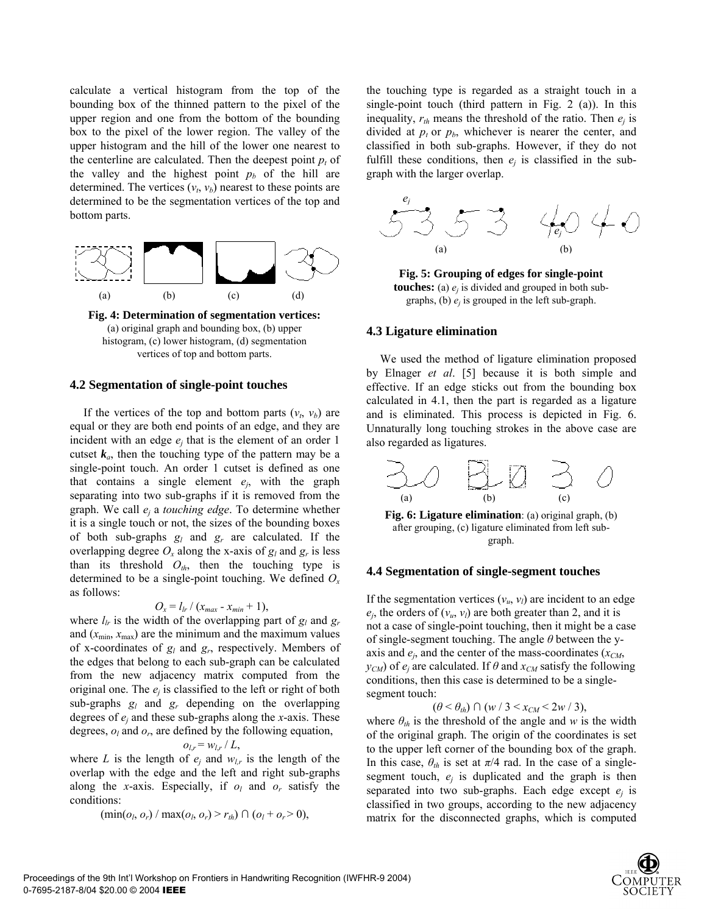calculate a vertical histogram from the top of the bounding box of the thinned pattern to the pixel of the upper region and one from the bottom of the bounding box to the pixel of the lower region. The valley of the upper histogram and the hill of the lower one nearest to the centerline are calculated. Then the deepest point $p_t$ of the valley and the highest point $p_b$ of the hill are determined. The vertices ($v_t$, $v_b$) nearest to these points are determined to be the segmentation vertices of the top and bottom parts.

**Fig. 4: Determination of segmentation vertices:** (a) original graph and bounding box, (b) upper histogram, (c) lower histogram, (d) segmentation vertices of top and bottom parts.

### 4.2 Segmentation of single-point touches

If the vertices of the top and bottom parts ($v_t$, $v_b$) are equal or they are both end points of an edge, and they are incident with an edge $e_j$ that is the element of an order 1 cutset $\boldsymbol{k}_a$, then the touching type of the pattern may be a single-point touch. An order 1 cutset is defined as one that contains a single element $e_j$, with the graph separating into two sub-graphs if it is removed from the graph. We call $e_j$ a *touching edge*. To determine whether it is a single touch or not, the sizes of the bounding boxes of both sub-graphs $g_l$ and $g_r$ are calculated. If the overlapping degree $O_x$ along the x-axis of $g_l$ and $g_r$ is less than its threshold $O_{th}$, then the touching type is determined to be a single-point touching. We defined $O_x$ as follows:

$$O_x = l_{lr} / (x_{max} - x_{min} + 1),$$

where $l_{lr}$ is the width of the overlapping part of $g_l$ and $g_r$ and ($x_{\min}$, $x_{\max}$) are the minimum and the maximum values of x-coordinates of $g_l$ and $g_r$, respectively. Members of the edges that belong to each sub-graph can be calculated from the new adjacency matrix computed from the original one. The $e_j$ is classified to the left or right of both sub-graphs $g_l$ and $g_r$ depending on the overlapping degrees of $e_j$ and these sub-graphs along the $x$-axis. These degrees, $o_l$ and $o_r$, are defined by the following equation,

$$o_{l,r} = w_{l,r} / L,$$

where $L$ is the length of $e_j$ and $w_{l,r}$ is the length of the overlap with the edge and the left and right sub-graphs along the $x$-axis. Especially, if $o_l$ and $o_r$ satisfy the conditions:

$$(\min(o_l, o_r) / \max(o_l, o_r) > r_{th}) \cap (o_l + o_r > 0),$$

the touching type is regarded as a straight touch in a single-point touch (third pattern in Fig. 2 (a)). In this inequality, $r_{th}$ means the threshold of the ratio. Then $e_j$ is divided at $p_t$ or $p_b$, whichever is nearer the center, and classified in both sub-graphs. However, if they do not fulfill these conditions, then $e_j$ is classified in the sub-graph with the larger overlap.

**Fig. 5: Grouping of edges for single-point touches:** (a) $e_j$ is divided and grouped in both sub-graphs, (b) $e_j$ is grouped in the left sub-graph.

### 4.3 Ligature elimination

We used the method of ligature elimination proposed by Elnager *et al*. [5] because it is both simple and effective. If an edge sticks out from the bounding box calculated in 4.1, then the part is regarded as a ligature and is eliminated. This process is depicted in Fig. 6. Unnaturally long touching strokes in the above case are also regarded as ligatures.

**Fig. 6: Ligature elimination**: (a) original graph, (b) after grouping, (c) ligature eliminated from left sub-graph.

### 4.4 Segmentation of single-segment touches

If the segmentation vertices ($v_u$, $v_l$) are incident to an edge $e_j$, the orders of ($v_u$, $v_l$) are both greater than 2, and it is not a case of single-point touching, then it might be a case of single-segment touching. The angle $\theta$ between the y-axis and $e_j$, and the center of the mass-coordinates ($x_{CM}$, $y_{CM}$) of $e_j$ are calculated. If $\theta$ and $x_{CM}$ satisfy the following conditions, then this case is determined to be a single-segment touch:

$$(\theta < \theta_{th}) \cap (w / 3 < x_{CM} < 2w / 3),$$

where $\theta_{th}$ is the threshold of the angle and $w$ is the width of the original graph. The origin of the coordinates is set to the upper left corner of the bounding box of the graph. In this case, $\theta_{th}$ is set at $\pi/4$ rad. In the case of a single-segment touch, $e_j$ is duplicated and the graph is then separated into two sub-graphs. Each edge except $e_j$ is classified in two groups, according to the new adjacency matrix for the disconnected graphs, which is computed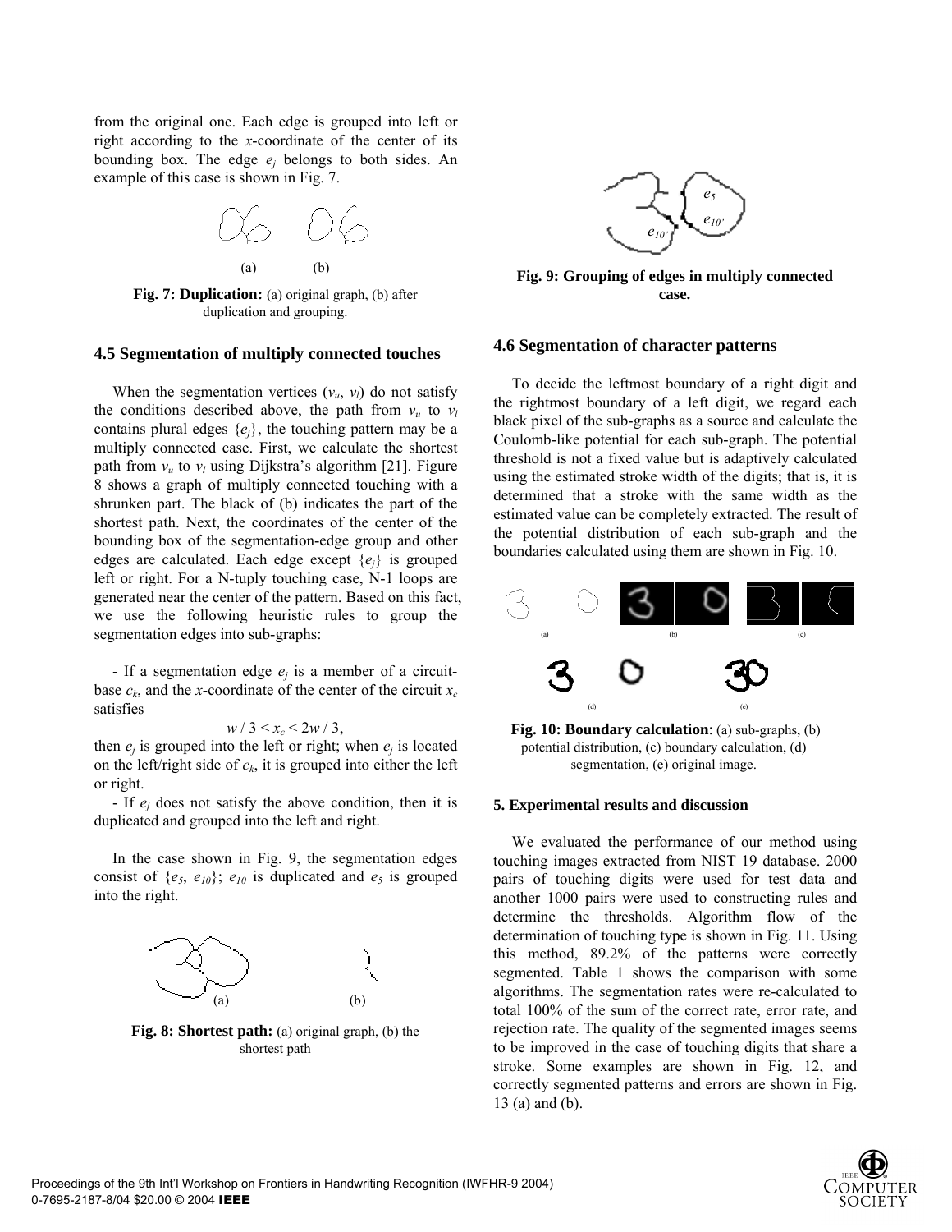from the original one. Each edge is grouped into left or right according to the $x$-coordinate of the center of its bounding box. The edge $e_j$ belongs to both sides. An example of this case is shown in Fig. 7.

(a) (b)

**Fig. 7: Duplication:** (a) original graph, (b) after duplication and grouping.

### 4.5 Segmentation of multiply connected touches

When the segmentation vertices ($v_u$, $v_l$) do not satisfy the conditions described above, the path from $v_u$ to $v_l$ contains plural edges $\{e_j\}$, the touching pattern may be a multiply connected case. First, we calculate the shortest path from $v_u$ to $v_l$ using Dijkstra's algorithm [21]. Figure 8 shows a graph of multiply connected touching with a shrunken part. The black of (b) indicates the part of the shortest path. Next, the coordinates of the center of the bounding box of the segmentation-edge group and other edges are calculated. Each edge except $\{e_j\}$ is grouped left or right. For a N-tuply touching case, N-1 loops are generated near the center of the pattern. Based on this fact, we use the following heuristic rules to group the segmentation edges into sub-graphs:

- If a segmentation edge $e_j$ is a member of a circuit-base $c_k$, and the $x$-coordinate of the center of the circuit $x_c$ satisfies

$$w / 3 < x_c < 2w / 3,$$

then $e_j$ is grouped into the left or right; when $e_j$ is located on the left/right side of $c_k$, it is grouped into either the left or right.

- If $e_j$ does not satisfy the above condition, then it is duplicated and grouped into the left and right.

In the case shown in Fig. 9, the segmentation edges consist of $\{e_5, e_{10}\}$; $e_{10}$ is duplicated and $e_5$ is grouped into the right.

(a) (b)

**Fig. 8: Shortest path:** (a) original graph, (b) the shortest path

$e_5$ $e_{10'}$ $e_{10'}$

**Fig. 9: Grouping of edges in multiply connected case.**

### 4.6 Segmentation of character patterns

To decide the leftmost boundary of a right digit and the rightmost boundary of a left digit, we regard each black pixel of the sub-graphs as a source and calculate the Coulomb-like potential for each sub-graph. The potential threshold is not a fixed value but is adaptively calculated using the estimated stroke width of the digits; that is, it is determined that a stroke with the same width as the estimated value can be completely extracted. The result of the potential distribution of each sub-graph and the boundaries calculated using them are shown in Fig. 10.

(a) (b) (c)

(d) (e)

**Fig. 10: Boundary calculation**: (a) sub-graphs, (b) potential distribution, (c) boundary calculation, (d) segmentation, (e) original image.

### 5. Experimental results and discussion

We evaluated the performance of our method using touching images extracted from NIST 19 database. 2000 pairs of touching digits were used for test data and another 1000 pairs were used to constructing rules and determine the thresholds. Algorithm flow of the determination of touching type is shown in Fig. 11. Using this method, 89.2% of the patterns were correctly segmented. Table 1 shows the comparison with some algorithms. The segmentation rates were re-calculated to total 100% of the sum of the correct rate, error rate, and rejection rate. The quality of the segmented images seems to be improved in the case of touching digits that share a stroke. Some examples are shown in Fig. 12, and correctly segmented patterns and errors are shown in Fig. 13 (a) and (b).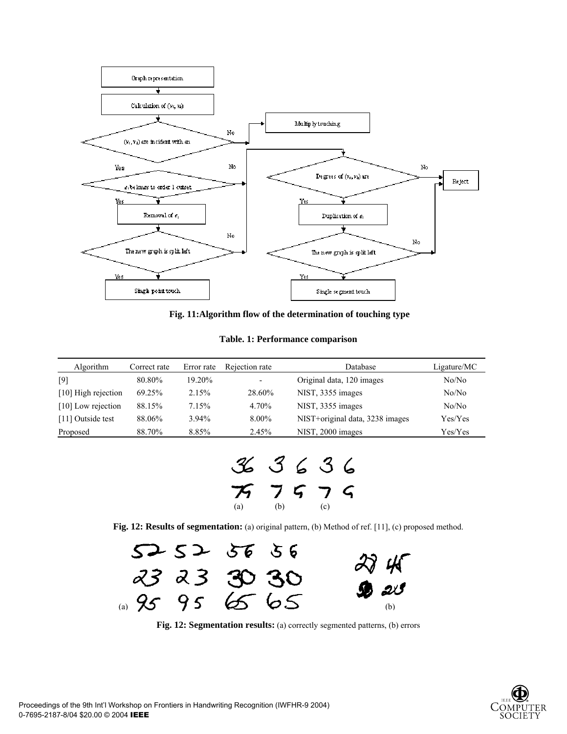**Fig. 11:Algorithm flow of the determination of touching type**

**Table. 1: Performance comparison**

| Algorithm | Correct rate | Error rate | Rejection rate | Database | Ligature/MC |
|---|---|---|---|---|---|
| [9] | 80.80% | 19.20% | - | Original data, 120 images | No/No |
| [10] High rejection | 69.25% | 2.15% | 28.60% | NIST, 3355 images | No/No |
| [10] Low rejection | 88.15% | 7.15% | 4.70% | NIST, 3355 images | No/No |
| [11] Outside test | 88.06% | 3.94% | 8.00% | NIST+original data, 3238 images | Yes/Yes |
| Proposed | 88.70% | 8.85% | 2.45% | NIST, 2000 images | Yes/Yes |

**Fig. 12: Results of segmentation:** (a) original pattern, (b) Method of ref. [11], (c) proposed method.

**Fig. 12: Segmentation results:** (a) correctly segmented patterns, (b) errors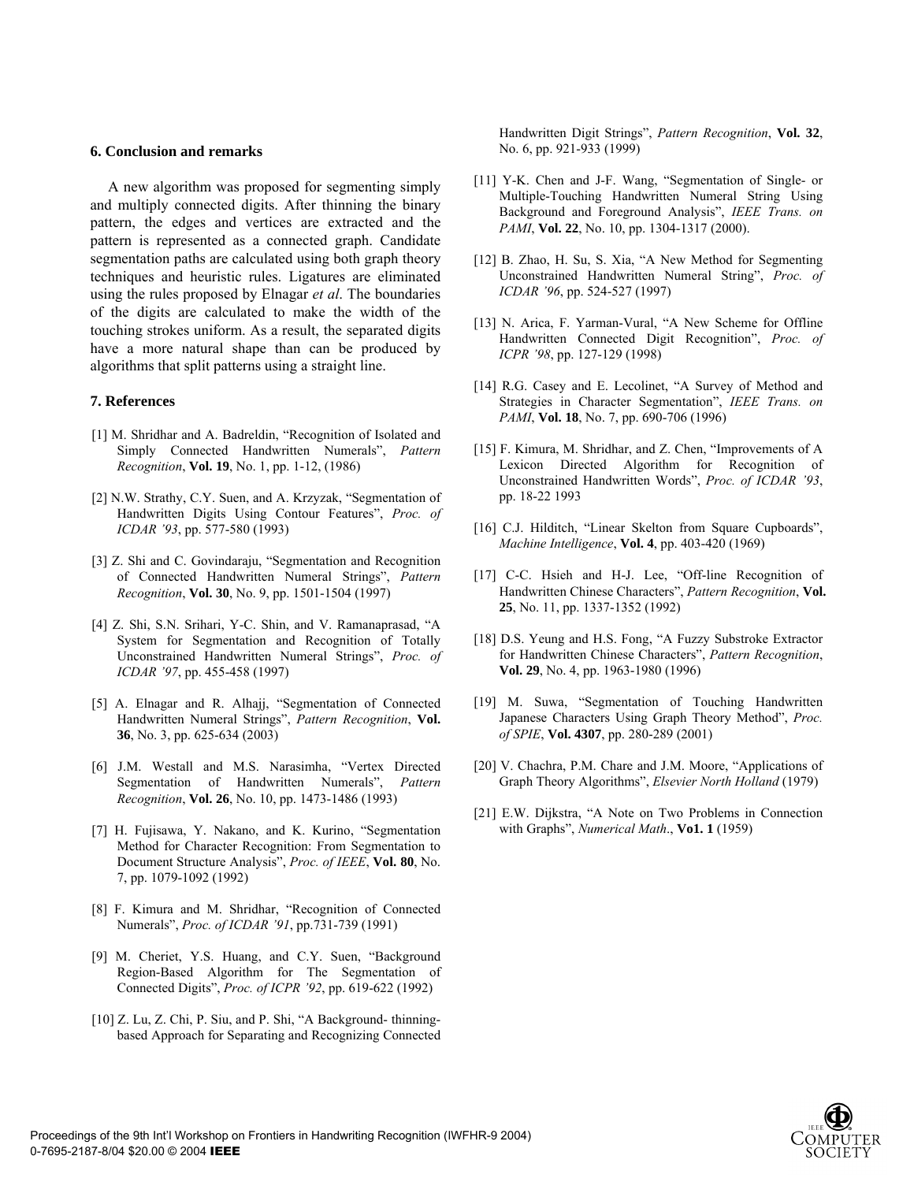## 6. Conclusion and remarks

A new algorithm was proposed for segmenting simply and multiply connected digits. After thinning the binary pattern, the edges and vertices are extracted and the pattern is represented as a connected graph. Candidate segmentation paths are calculated using both graph theory techniques and heuristic rules. Ligatures are eliminated using the rules proposed by Elnagar *et al*. The boundaries of the digits are calculated to make the width of the touching strokes uniform. As a result, the separated digits have a more natural shape than can be produced by algorithms that split patterns using a straight line.

## 7. References

[1] M. Shridhar and A. Badreldin, "Recognition of Isolated and Simply Connected Handwritten Numerals", *Pattern Recognition*, **Vol. 19**, No. 1, pp. 1-12, (1986)

[2] N.W. Strathy, C.Y. Suen, and A. Krzyzak, "Segmentation of Handwritten Digits Using Contour Features", *Proc. of ICDAR '93*, pp. 577-580 (1993)

[3] Z. Shi and C. Govindaraju, "Segmentation and Recognition of Connected Handwritten Numeral Strings", *Pattern Recognition*, **Vol. 30**, No. 9, pp. 1501-1504 (1997)

[4] Z. Shi, S.N. Srihari, Y-C. Shin, and V. Ramanaprasad, "A System for Segmentation and Recognition of Totally Unconstrained Handwritten Numeral Strings", *Proc. of ICDAR '97*, pp. 455-458 (1997)

[5] A. Elnagar and R. Alhajj, "Segmentation of Connected Handwritten Numeral Strings", *Pattern Recognition*, **Vol. 36**, No. 3, pp. 625-634 (2003)

[6] J.M. Westall and M.S. Narasimha, "Vertex Directed Segmentation of Handwritten Numerals", *Pattern Recognition*, **Vol. 26**, No. 10, pp. 1473-1486 (1993)

[7] H. Fujisawa, Y. Nakano, and K. Kurino, "Segmentation Method for Character Recognition: From Segmentation to Document Structure Analysis", *Proc. of IEEE*, **Vol. 80**, No. 7, pp. 1079-1092 (1992)

[8] F. Kimura and M. Shridhar, "Recognition of Connected Numerals", *Proc. of ICDAR '91*, pp.731-739 (1991)

[9] M. Cheriet, Y.S. Huang, and C.Y. Suen, "Background Region-Based Algorithm for The Segmentation of Connected Digits", *Proc. of ICPR '92*, pp. 619-622 (1992)

[10] Z. Lu, Z. Chi, P. Siu, and P. Shi, "A Background- thinning-based Approach for Separating and Recognizing Connected Handwritten Digit Strings", *Pattern Recognition*, **Vol. 32**, No. 6, pp. 921-933 (1999)

[11] Y-K. Chen and J-F. Wang, "Segmentation of Single- or Multiple-Touching Handwritten Numeral String Using Background and Foreground Analysis", *IEEE Trans. on PAMI*, **Vol. 22**, No. 10, pp. 1304-1317 (2000).

[12] B. Zhao, H. Su, S. Xia, "A New Method for Segmenting Unconstrained Handwritten Numeral String", *Proc. of ICDAR '96*, pp. 524-527 (1997)

[13] N. Arica, F. Yarman-Vural, "A New Scheme for Offline Handwritten Connected Digit Recognition", *Proc. of ICPR '98*, pp. 127-129 (1998)

[14] R.G. Casey and E. Lecolinet, "A Survey of Method and Strategies in Character Segmentation", *IEEE Trans. on PAMI*, **Vol. 18**, No. 7, pp. 690-706 (1996)

[15] F. Kimura, M. Shridhar, and Z. Chen, "Improvements of A Lexicon Directed Algorithm for Recognition of Unconstrained Handwritten Words", *Proc. of ICDAR '93*, pp. 18-22 1993

[16] C.J. Hilditch, "Linear Skelton from Square Cupboards", *Machine Intelligence*, **Vol. 4**, pp. 403-420 (1969)

[17] C-C. Hsieh and H-J. Lee, "Off-line Recognition of Handwritten Chinese Characters", *Pattern Recognition*, **Vol. 25**, No. 11, pp. 1337-1352 (1992)

[18] D.S. Yeung and H.S. Fong, "A Fuzzy Substroke Extractor for Handwritten Chinese Characters", *Pattern Recognition*, **Vol. 29**, No. 4, pp. 1963-1980 (1996)

[19] M. Suwa, "Segmentation of Touching Handwritten Japanese Characters Using Graph Theory Method", *Proc. of SPIE*, **Vol. 4307**, pp. 280-289 (2001)

[20] V. Chachra, P.M. Chare and J.M. Moore, "Applications of Graph Theory Algorithms", *Elsevier North Holland* (1979)

[21] E.W. Dijkstra, "A Note on Two Problems in Connection with Graphs", *Numerical Math*., **Vo1. 1** (1959)